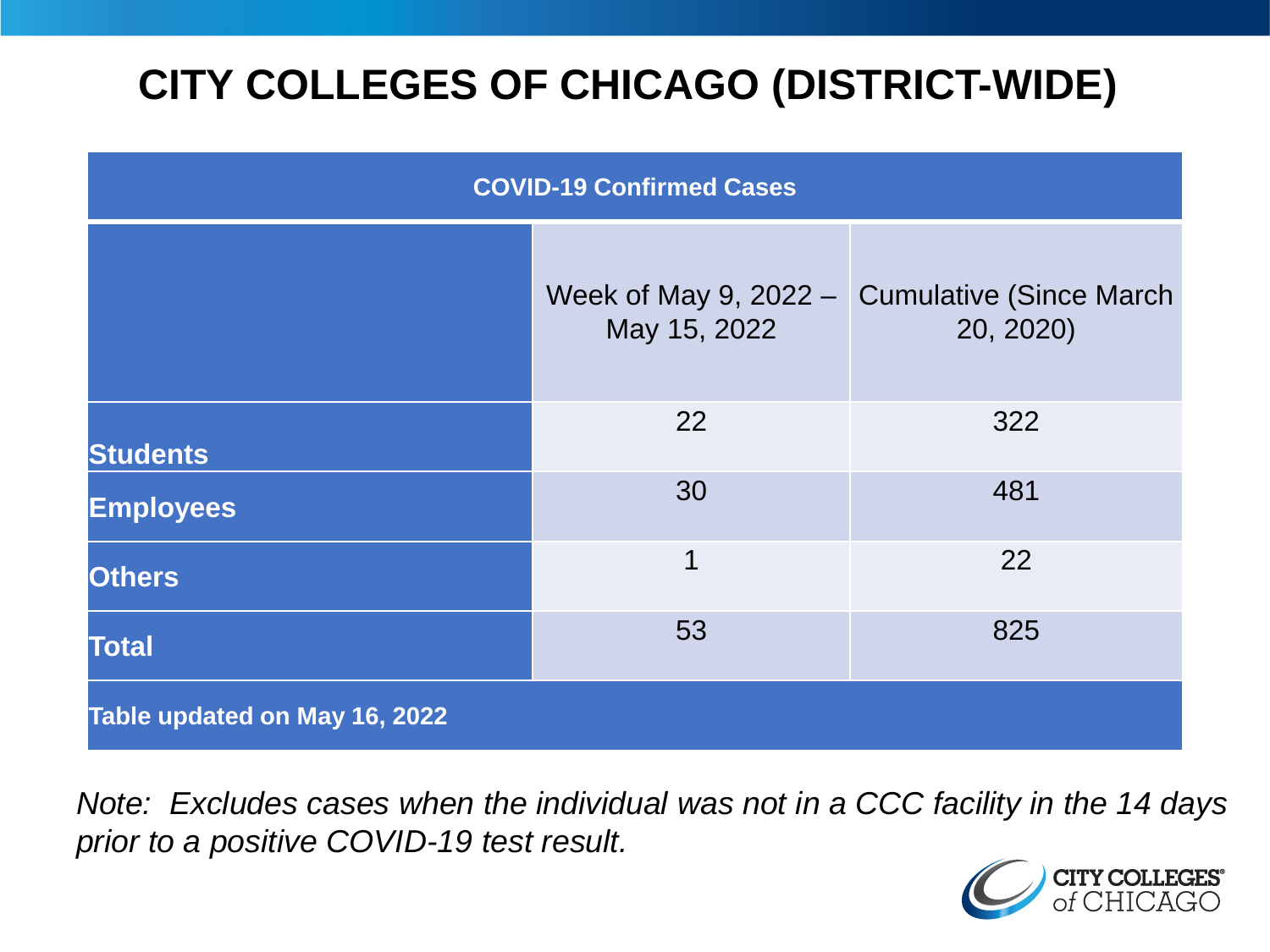# CITY COLLEGES OF CHICAGO (DISTRICT-WIDE)

| COVID-19 Confirmed Cases | | |
|---|---|---|
| | Week of May 9, 2022 – May 15, 2022 | Cumulative (Since March 20, 2020) |
| **Students** | 22 | 322 |
| **Employees** | 30 | 481 |
| **Others** | 1 | 22 |
| **Total** | 53 | 825 |
| **Table updated on May 16, 2022** | | |

*Note: Excludes cases when the individual was not in a CCC facility in the 14 days prior to a positive COVID-19 test result.*

CITY COLLEGES of CHICAGO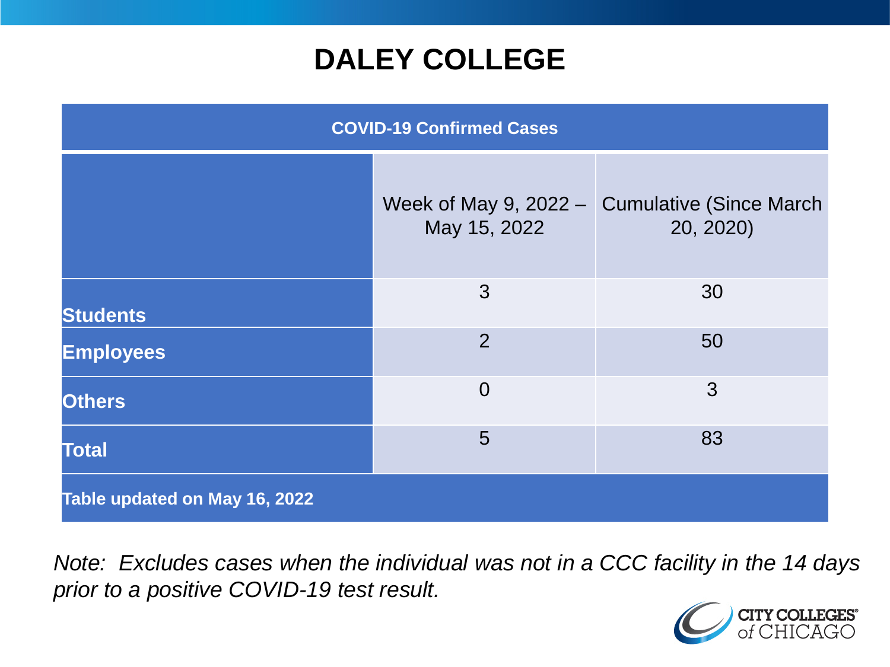# DALEY COLLEGE

| COVID-19 Confirmed Cases | | |
|---|---|---|
| | Week of May 9, 2022 – May 15, 2022 | Cumulative (Since March 20, 2020) |
| **Students** | 3 | 30 |
| **Employees** | 2 | 50 |
| **Others** | 0 | 3 |
| **Total** | 5 | 83 |
| **Table updated on May 16, 2022** | | |

*Note: Excludes cases when the individual was not in a CCC facility in the 14 days prior to a positive COVID-19 test result.*

CITY COLLEGES of CHICAGO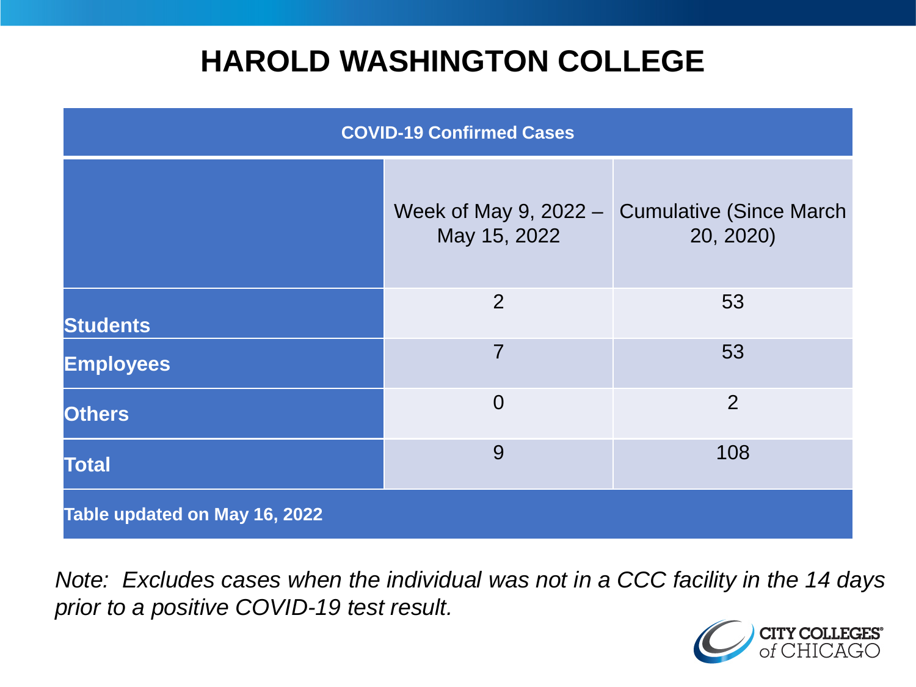# HAROLD WASHINGTON COLLEGE

| COVID-19 Confirmed Cases | | |
|---|---|---|
| | Week of May 9, 2022 – May 15, 2022 | Cumulative (Since March 20, 2020) |
| **Students** | 2 | 53 |
| **Employees** | 7 | 53 |
| **Others** | 0 | 2 |
| **Total** | 9 | 108 |
| **Table updated on May 16, 2022** | | |

*Note: Excludes cases when the individual was not in a CCC facility in the 14 days prior to a positive COVID-19 test result.*

CITY COLLEGES of CHICAGO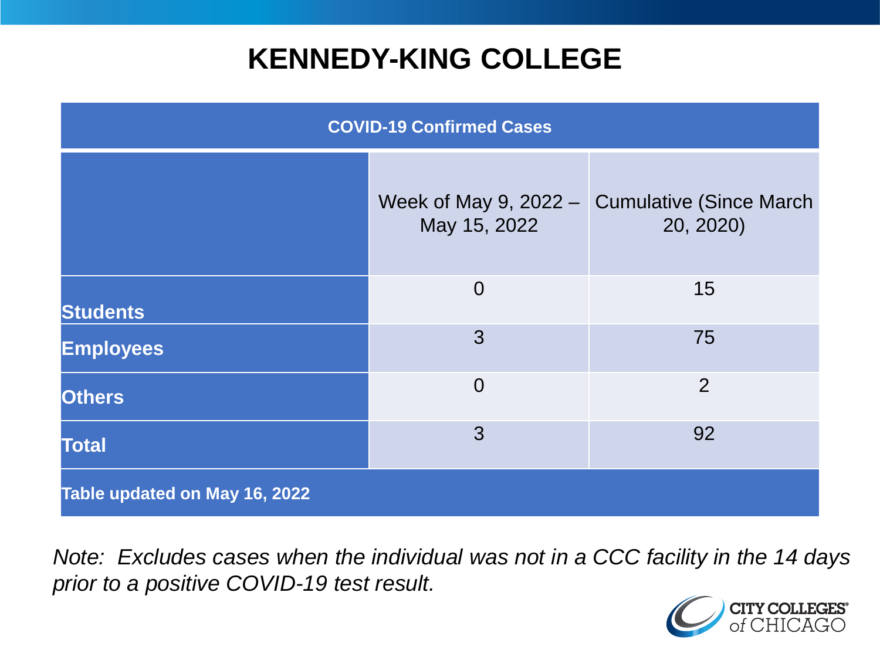# KENNEDY-KING COLLEGE

| COVID-19 Confirmed Cases | | |
|---|---|---|
| | Week of May 9, 2022 – May 15, 2022 | Cumulative (Since March 20, 2020) |
| **Students** | 0 | 15 |
| **Employees** | 3 | 75 |
| **Others** | 0 | 2 |
| **Total** | 3 | 92 |
| **Table updated on May 16, 2022** | | |

*Note: Excludes cases when the individual was not in a CCC facility in the 14 days prior to a positive COVID-19 test result.*

CITY COLLEGES of CHICAGO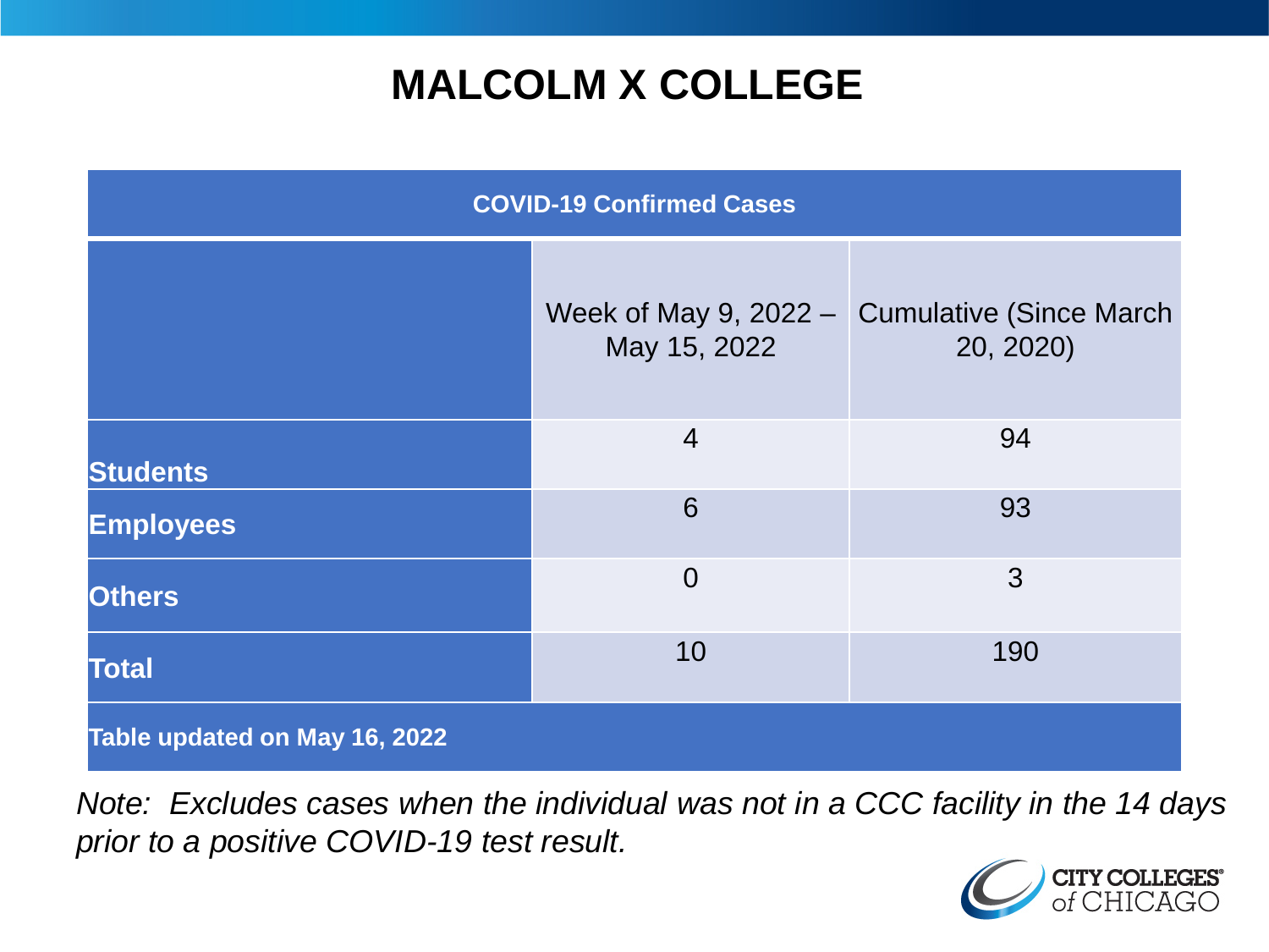# MALCOLM X COLLEGE

| COVID-19 Confirmed Cases | | |
|---|---|---|
| | Week of May 9, 2022 – May 15, 2022 | Cumulative (Since March 20, 2020) |
| **Students** | 4 | 94 |
| **Employees** | 6 | 93 |
| **Others** | 0 | 3 |
| **Total** | 10 | 190 |
| **Table updated on May 16, 2022** | | |

*Note: Excludes cases when the individual was not in a CCC facility in the 14 days prior to a positive COVID-19 test result.*

CITY COLLEGES of CHICAGO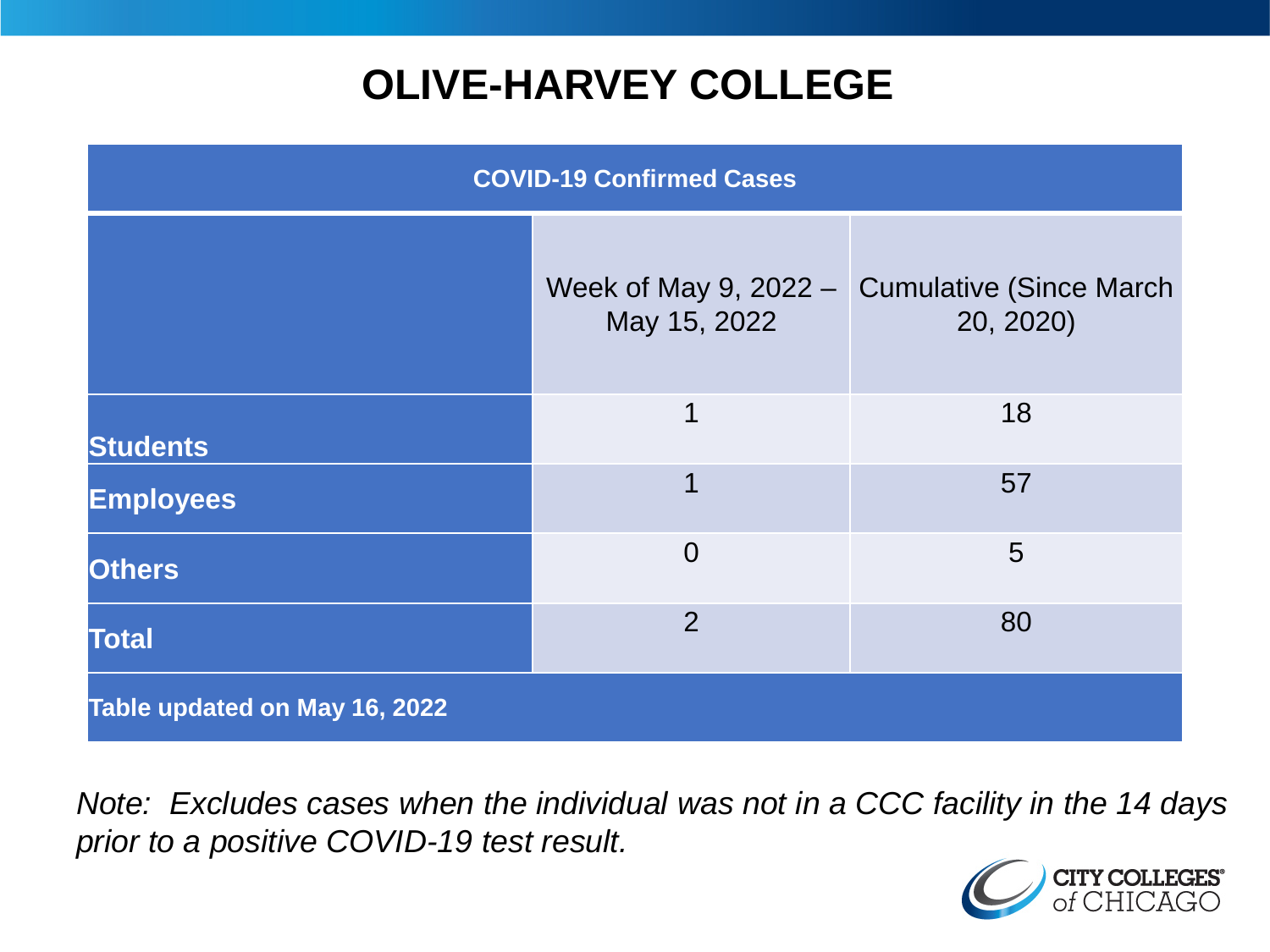# OLIVE-HARVEY COLLEGE

| COVID-19 Confirmed Cases | | |
|---|---|---|
| | Week of May 9, 2022 – May 15, 2022 | Cumulative (Since March 20, 2020) |
| **Students** | 1 | 18 |
| **Employees** | 1 | 57 |
| **Others** | 0 | 5 |
| **Total** | 2 | 80 |
| **Table updated on May 16, 2022** | | |

*Note: Excludes cases when the individual was not in a CCC facility in the 14 days prior to a positive COVID-19 test result.*

CITY COLLEGES of CHICAGO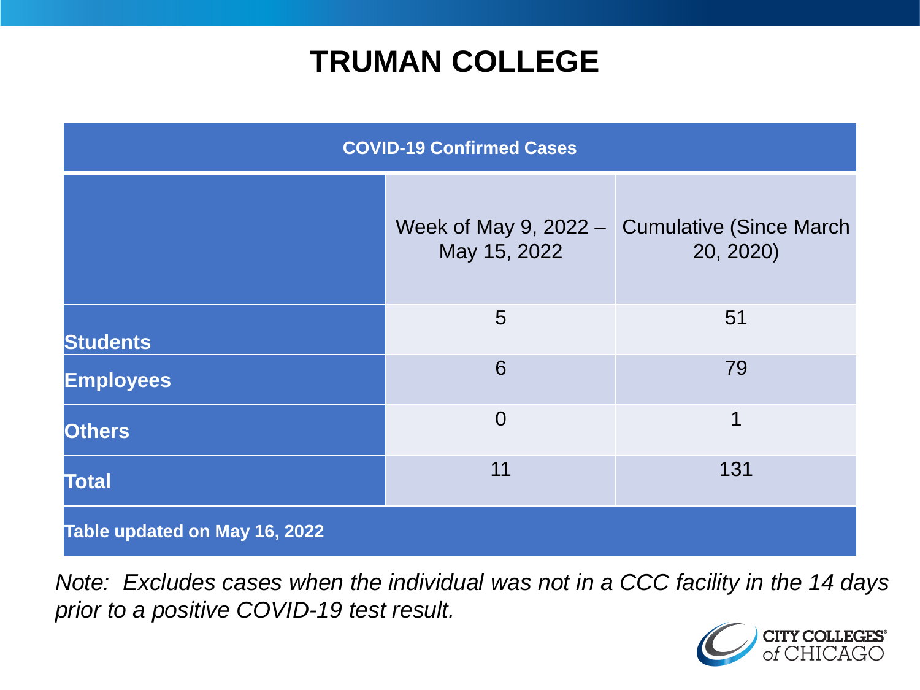# TRUMAN COLLEGE

| COVID-19 Confirmed Cases | | |
|---|---|---|
| | Week of May 9, 2022 – May 15, 2022 | Cumulative (Since March 20, 2020) |
| **Students** | 5 | 51 |
| **Employees** | 6 | 79 |
| **Others** | 0 | 1 |
| **Total** | 11 | 131 |
| **Table updated on May 16, 2022** | | |

*Note: Excludes cases when the individual was not in a CCC facility in the 14 days prior to a positive COVID-19 test result.*

CITY COLLEGES of CHICAGO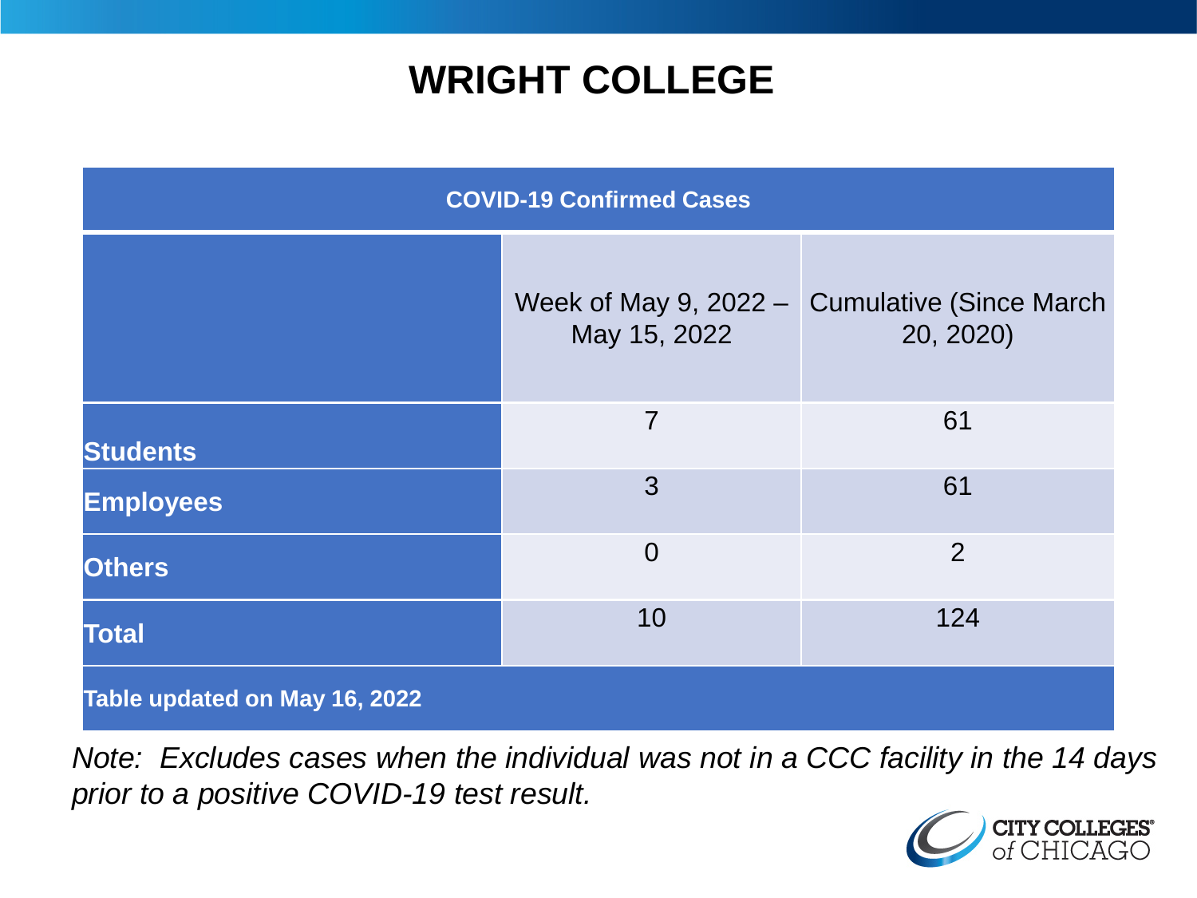# WRIGHT COLLEGE

| COVID-19 Confirmed Cases | | |
|---|---|---|
| | Week of May 9, 2022 – May 15, 2022 | Cumulative (Since March 20, 2020) |
| **Students** | 7 | 61 |
| **Employees** | 3 | 61 |
| **Others** | 0 | 2 |
| **Total** | 10 | 124 |
| **Table updated on May 16, 2022** | | |

*Note: Excludes cases when the individual was not in a CCC facility in the 14 days prior to a positive COVID-19 test result.*

CITY COLLEGES of CHICAGO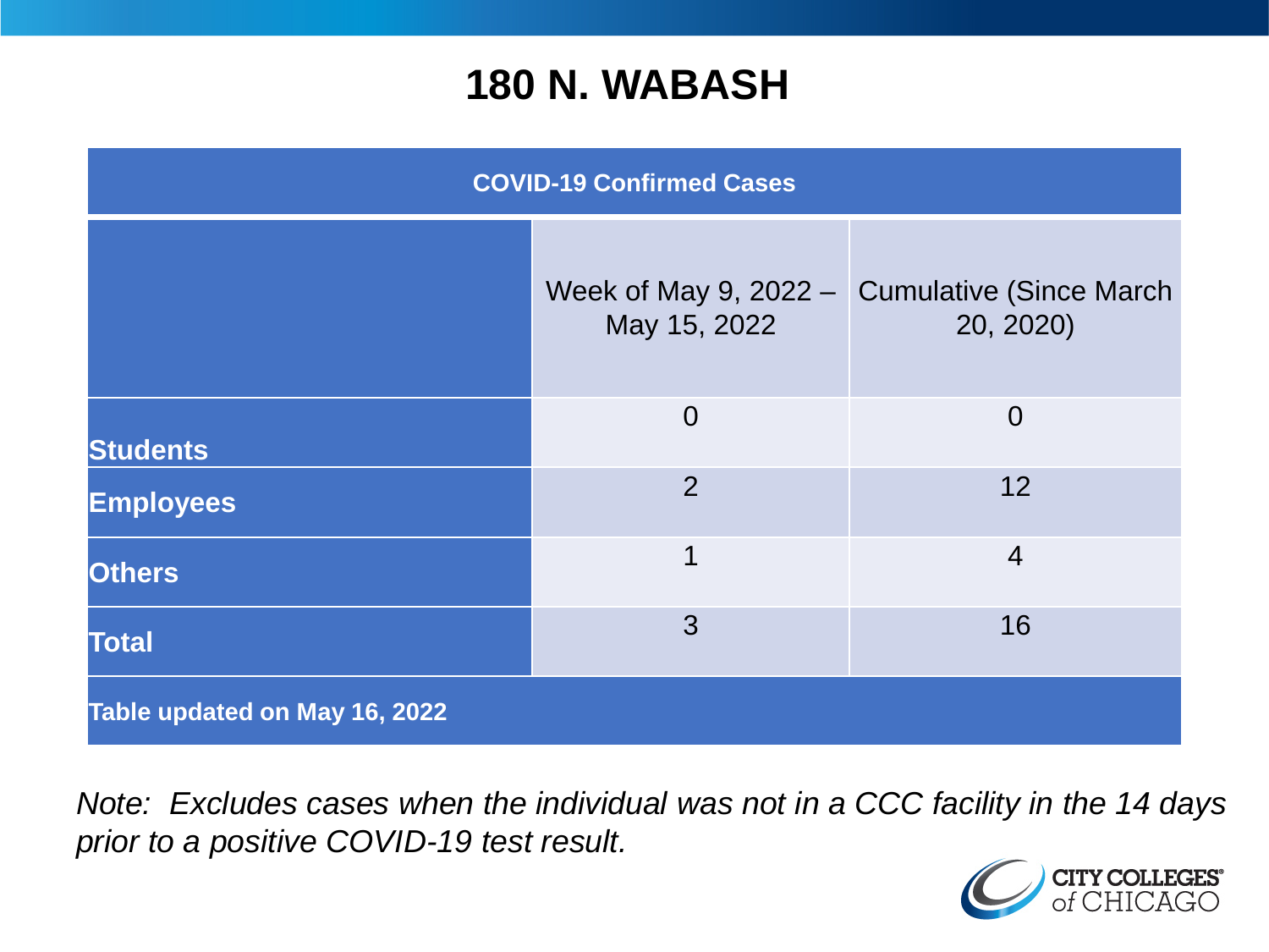# 180 N. WABASH

| COVID-19 Confirmed Cases | | |
|---|---|---|
| | Week of May 9, 2022 – May 15, 2022 | Cumulative (Since March 20, 2020) |
| **Students** | 0 | 0 |
| **Employees** | 2 | 12 |
| **Others** | 1 | 4 |
| **Total** | 3 | 16 |
| **Table updated on May 16, 2022** | | |

*Note: Excludes cases when the individual was not in a CCC facility in the 14 days prior to a positive COVID-19 test result.*

CITY COLLEGES of CHICAGO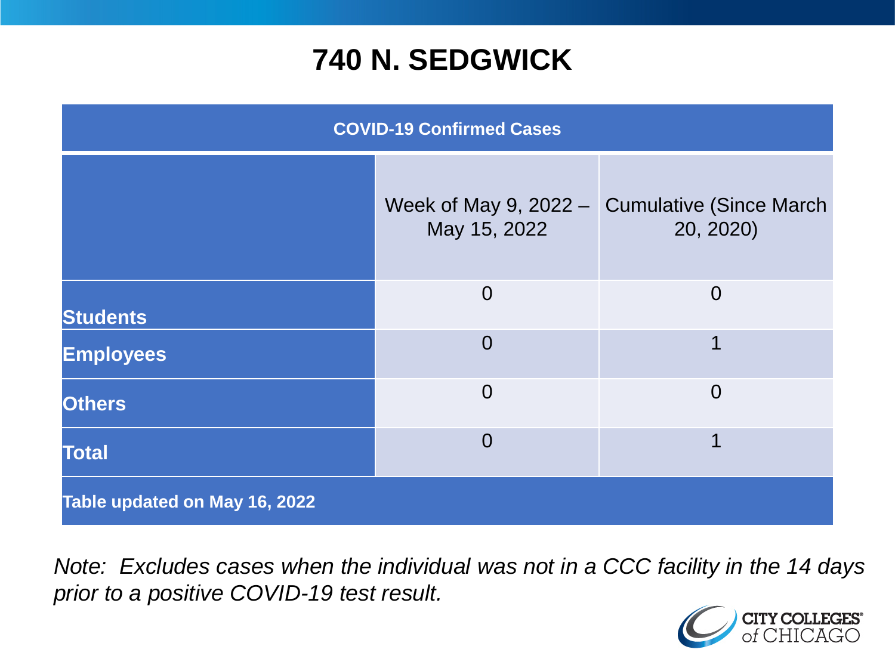# 740 N. SEDGWICK

| COVID-19 Confirmed Cases | | |
|---|---|---|
| | Week of May 9, 2022 – May 15, 2022 | Cumulative (Since March 20, 2020) |
| **Students** | 0 | 0 |
| **Employees** | 0 | 1 |
| **Others** | 0 | 0 |
| **Total** | 0 | 1 |
| **Table updated on May 16, 2022** | | |

*Note: Excludes cases when the individual was not in a CCC facility in the 14 days prior to a positive COVID-19 test result.*

CITY COLLEGES of CHICAGO